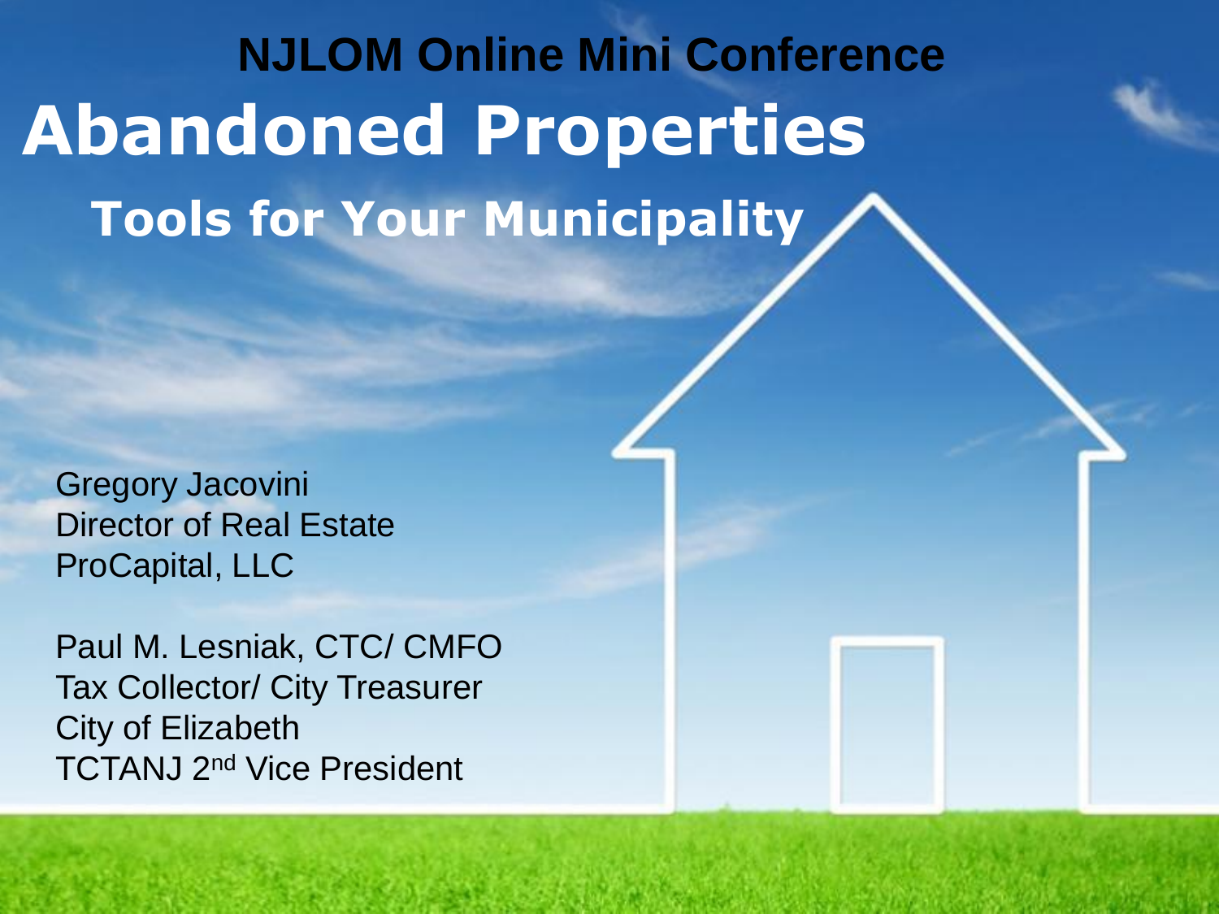## NJLOM Online Mini Conference

# Abandoned Properties

### Tools for Your Municipality

Gregory Jacovini
Director of Real Estate
ProCapital, LLC

Paul M. Lesniak, CTC/ CMFO
Tax Collector/ City Treasurer
City of Elizabeth
TCTANJ 2nd Vice President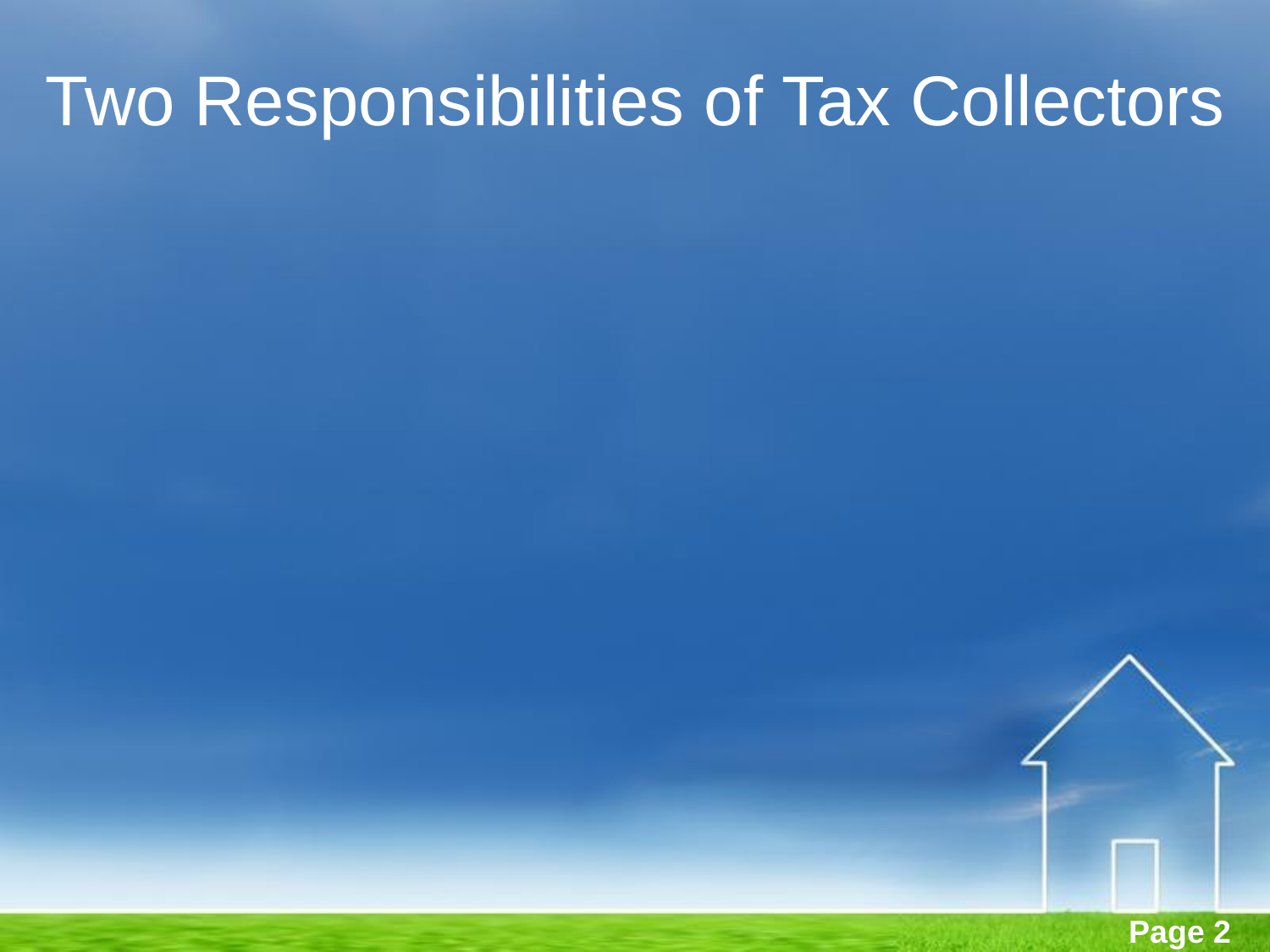# Two Responsibilities of Tax Collectors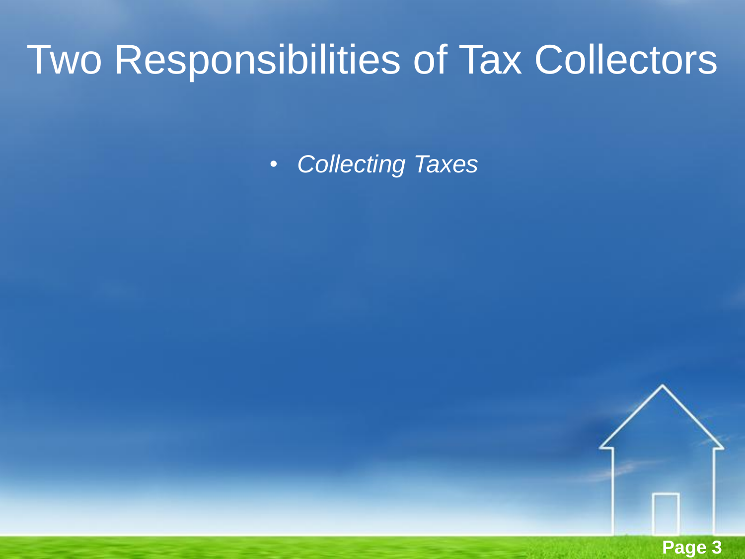# Two Responsibilities of Tax Collectors

- *Collecting Taxes*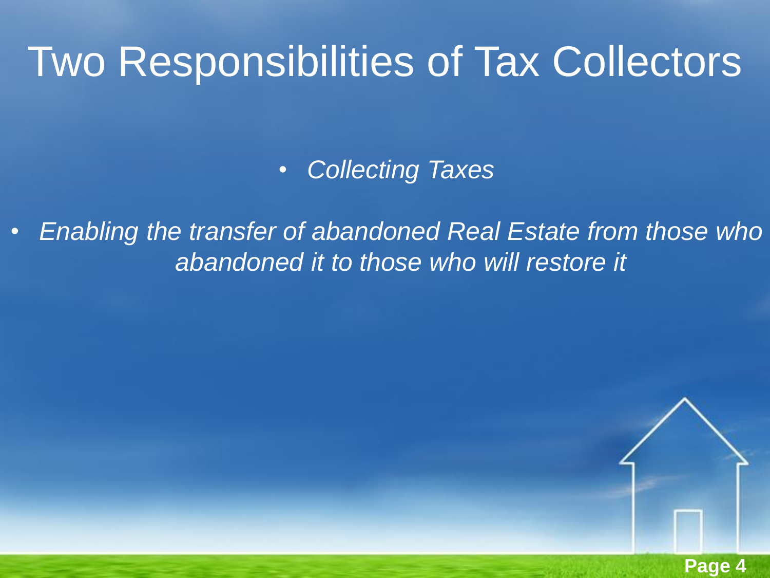# Two Responsibilities of Tax Collectors

- *Collecting Taxes*
- *Enabling the transfer of abandoned Real Estate from those who abandoned it to those who will restore it*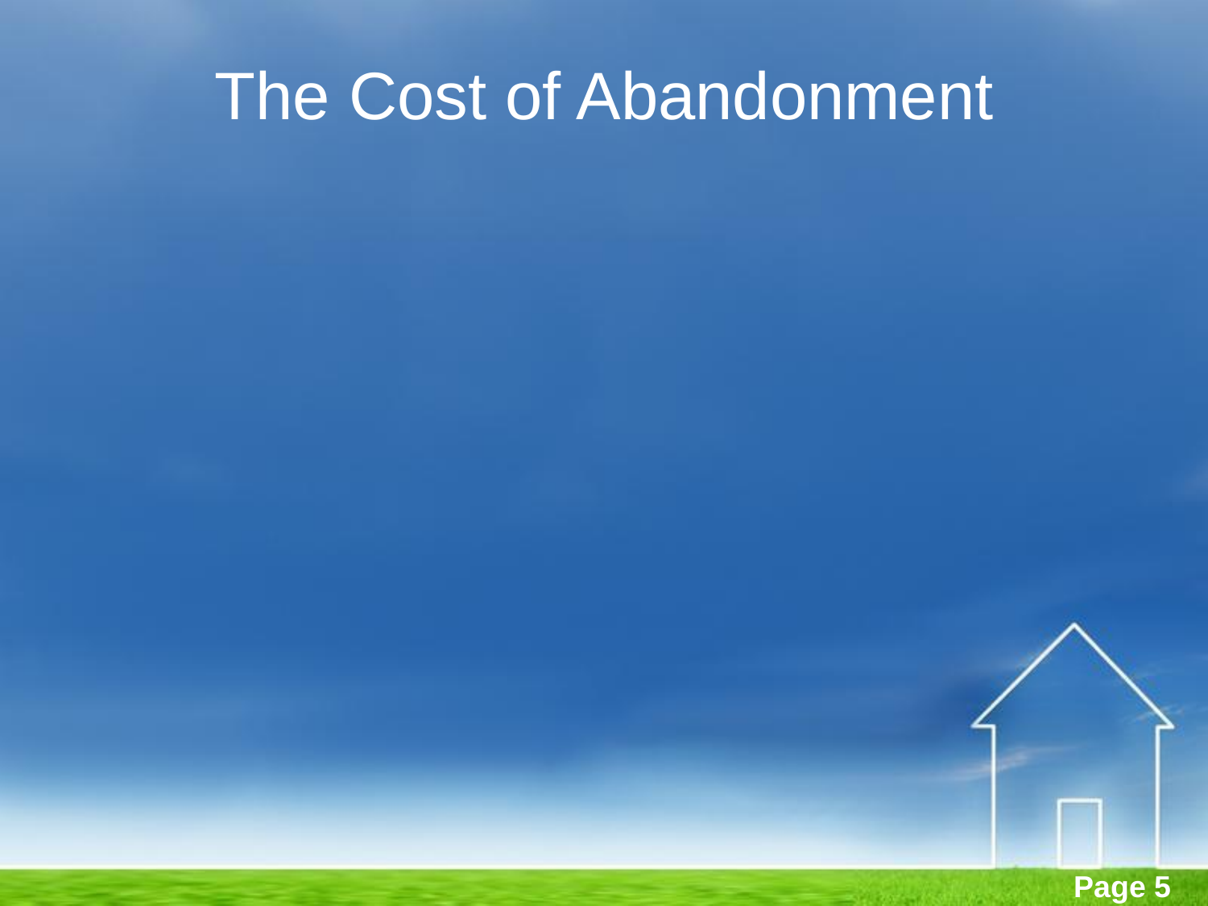# The Cost of Abandonment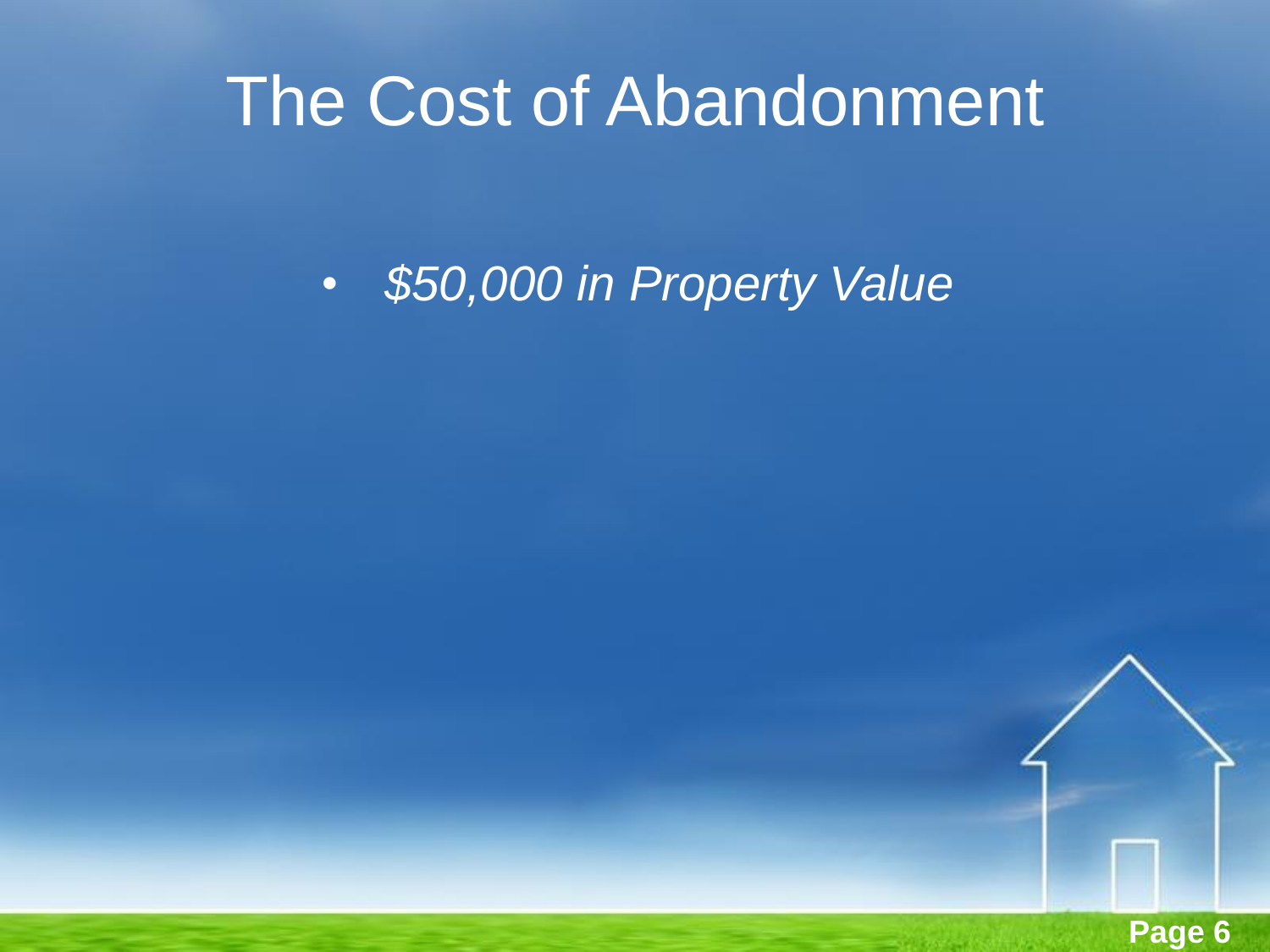# The Cost of Abandonment

- *$50,000 in Property Value*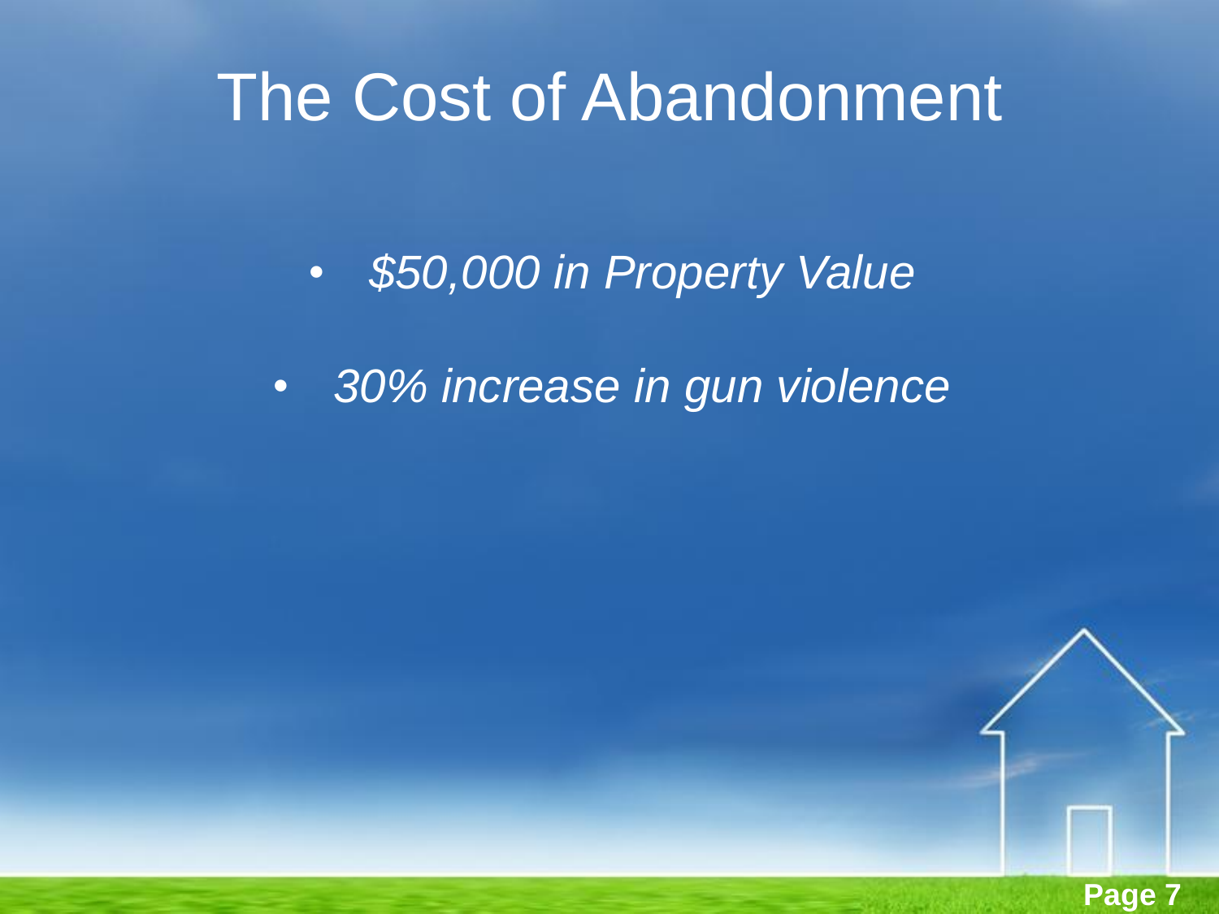# The Cost of Abandonment

- *$50,000 in Property Value*
- *30% increase in gun violence*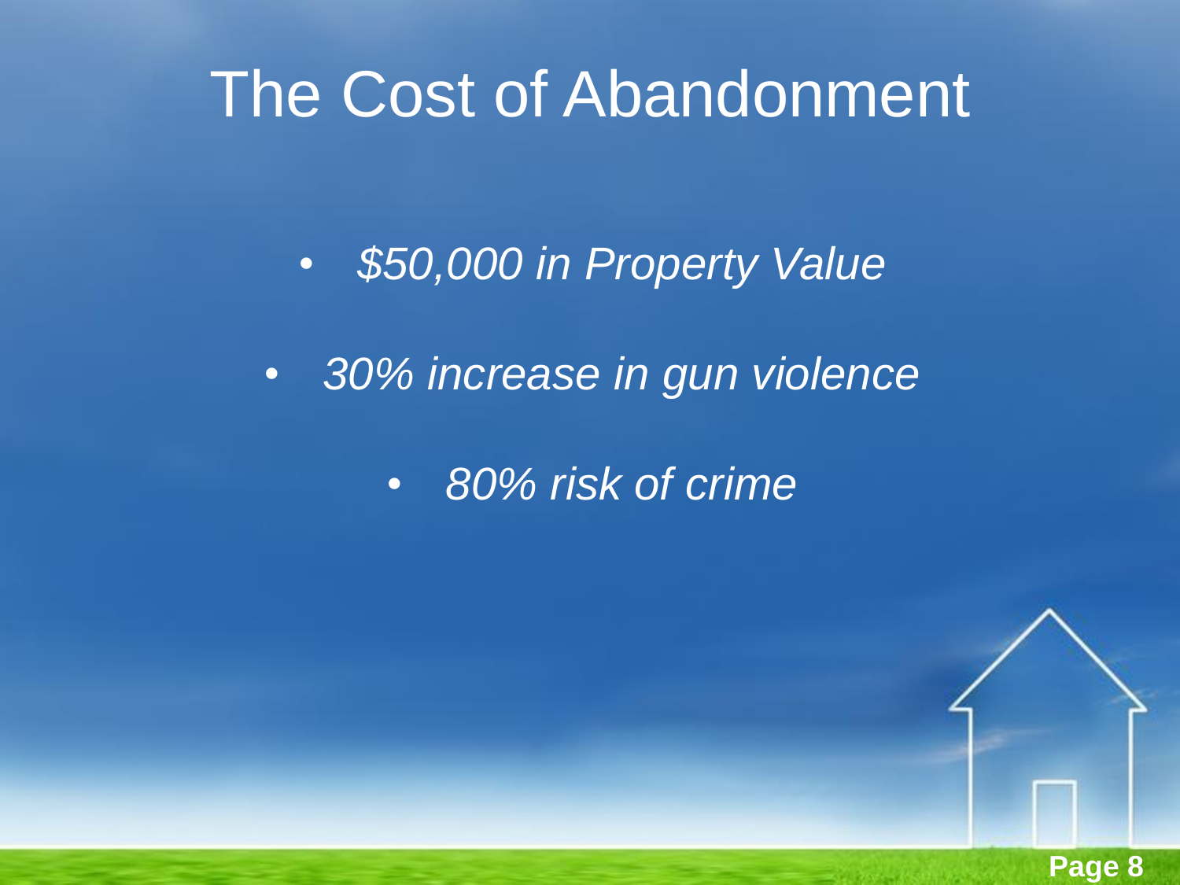# The Cost of Abandonment

- *$50,000 in Property Value*
- *30% increase in gun violence*
- *80% risk of crime*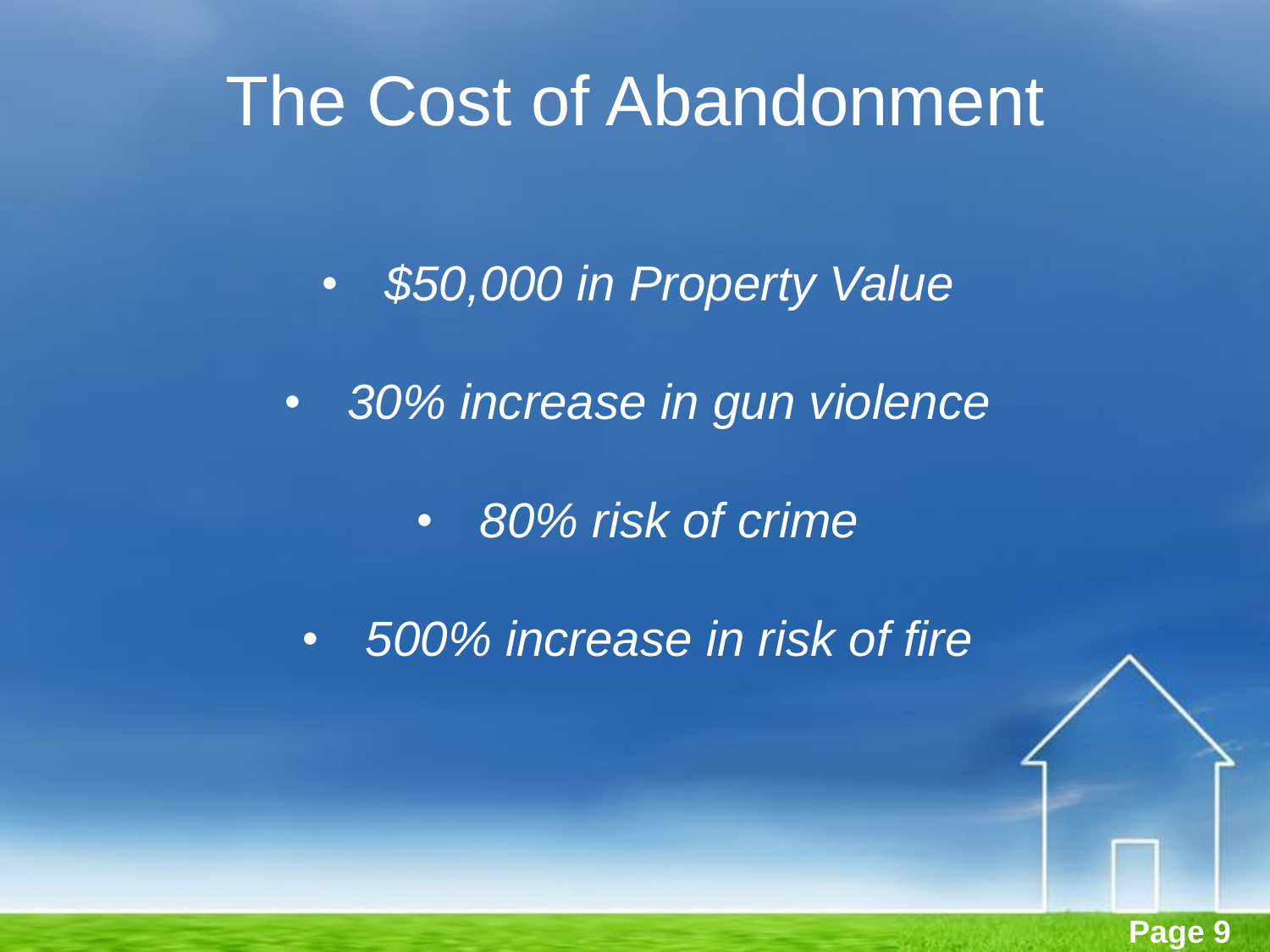# The Cost of Abandonment

- *$50,000 in Property Value*
- *30% increase in gun violence*
- *80% risk of crime*
- *500% increase in risk of fire*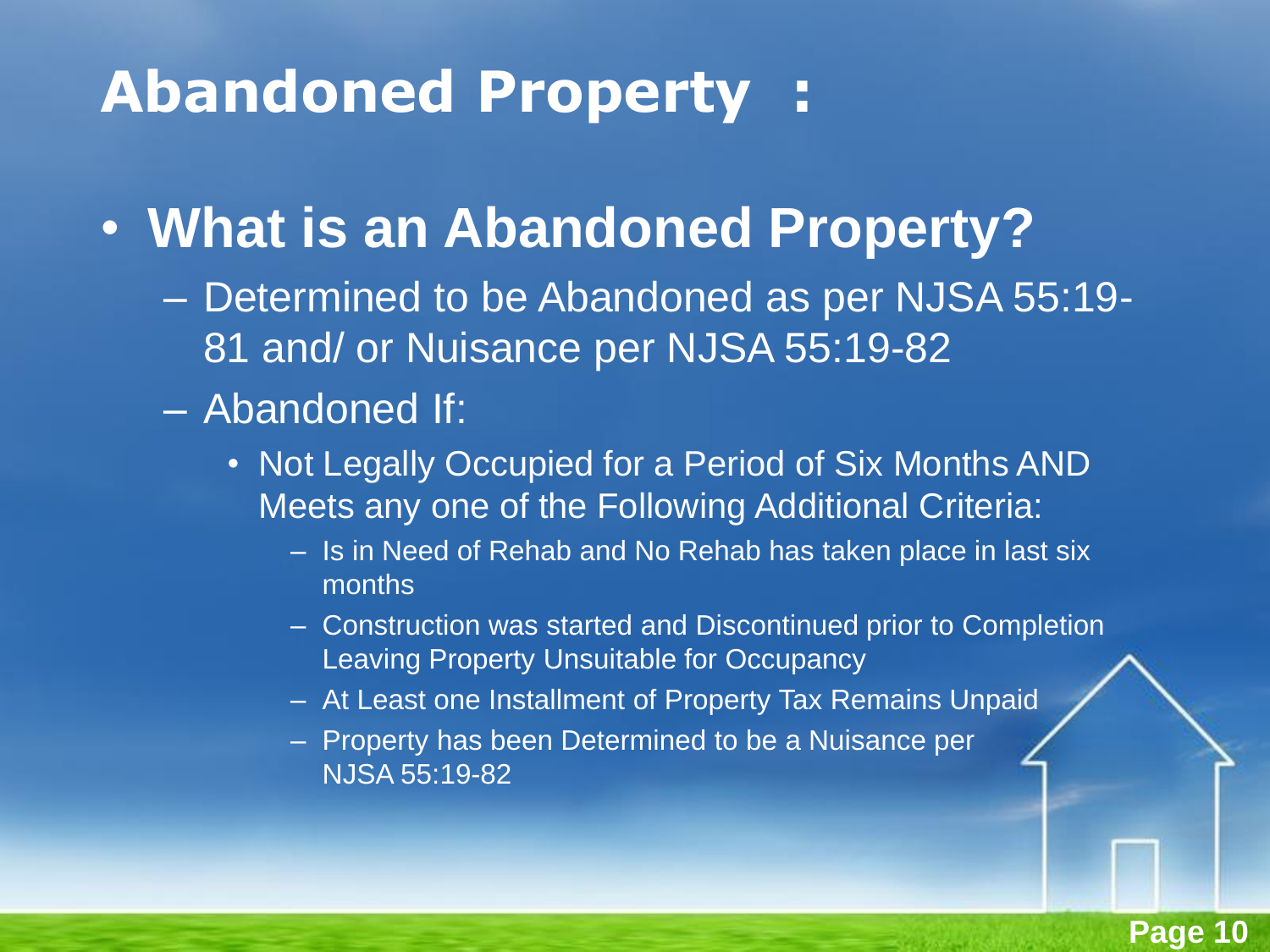# Abandoned Property :

- **What is an Abandoned Property?**
  - Determined to be Abandoned as per NJSA 55:19-81 and/ or Nuisance per NJSA 55:19-82
  - Abandoned If:
    - Not Legally Occupied for a Period of Six Months AND Meets any one of the Following Additional Criteria:
      - Is in Need of Rehab and No Rehab has taken place in last six months
      - Construction was started and Discontinued prior to Completion Leaving Property Unsuitable for Occupancy
      - At Least one Installment of Property Tax Remains Unpaid
      - Property has been Determined to be a Nuisance per NJSA 55:19-82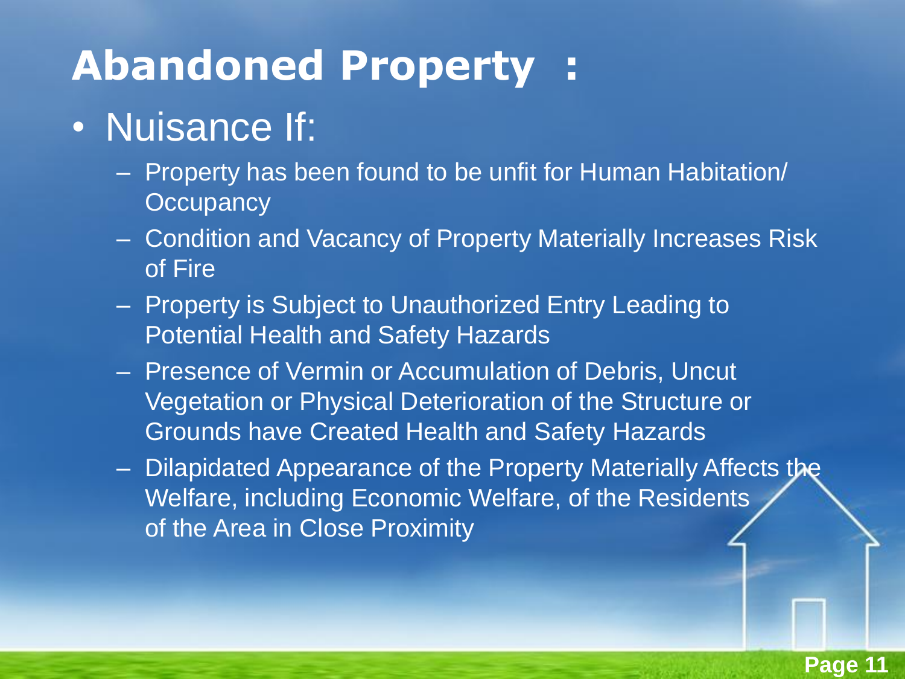# Abandoned Property :

- Nuisance If:
  - Property has been found to be unfit for Human Habitation/ Occupancy
  - Condition and Vacancy of Property Materially Increases Risk of Fire
  - Property is Subject to Unauthorized Entry Leading to Potential Health and Safety Hazards
  - Presence of Vermin or Accumulation of Debris, Uncut Vegetation or Physical Deterioration of the Structure or Grounds have Created Health and Safety Hazards
  - Dilapidated Appearance of the Property Materially Affects the Welfare, including Economic Welfare, of the Residents of the Area in Close Proximity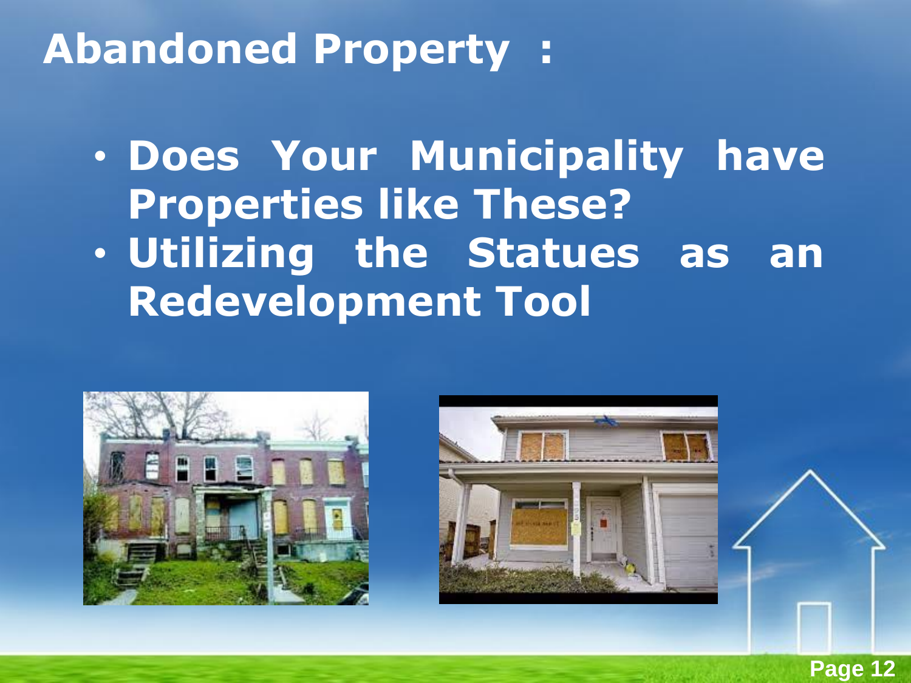# Abandoned Property :

- Does Your Municipality have Properties like These?
- Utilizing the Statues as an Redevelopment Tool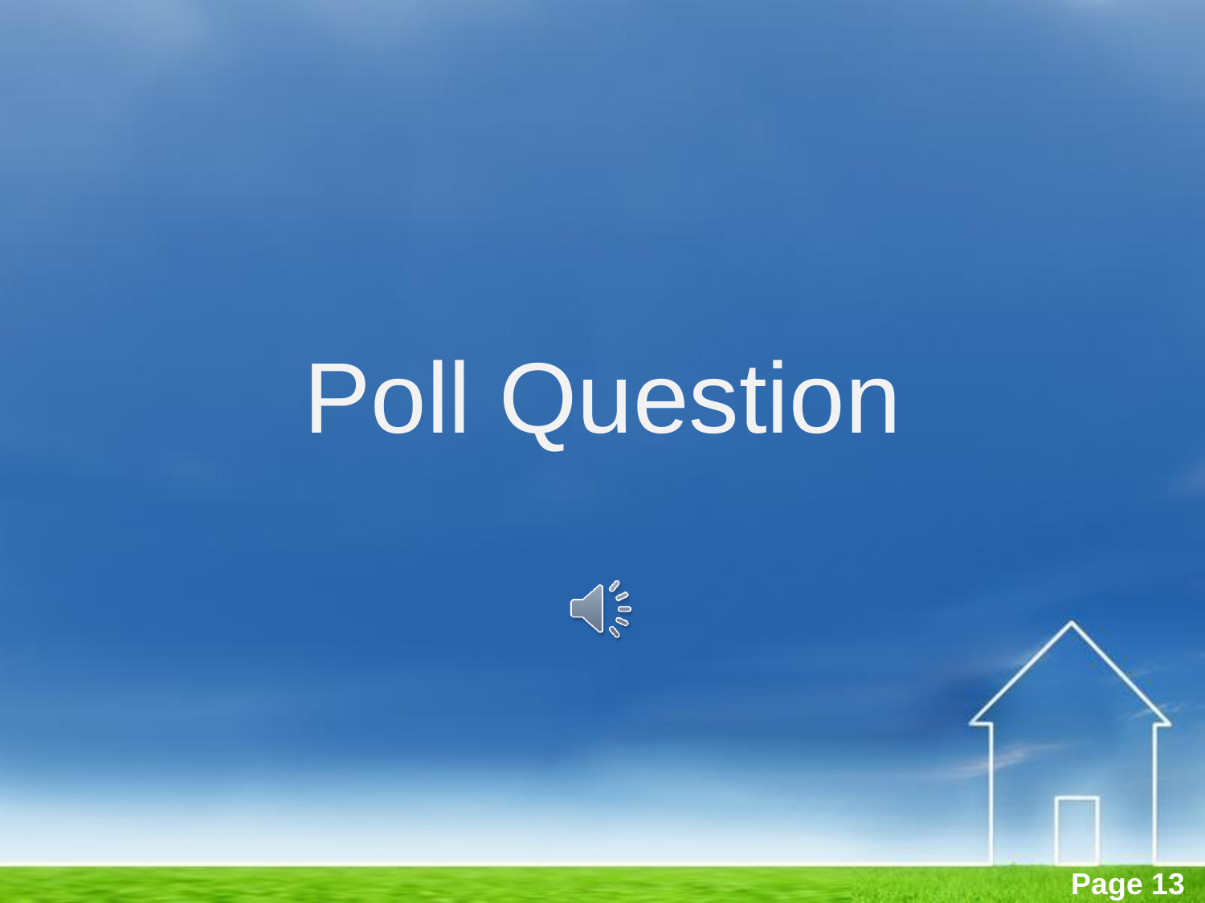# Poll Question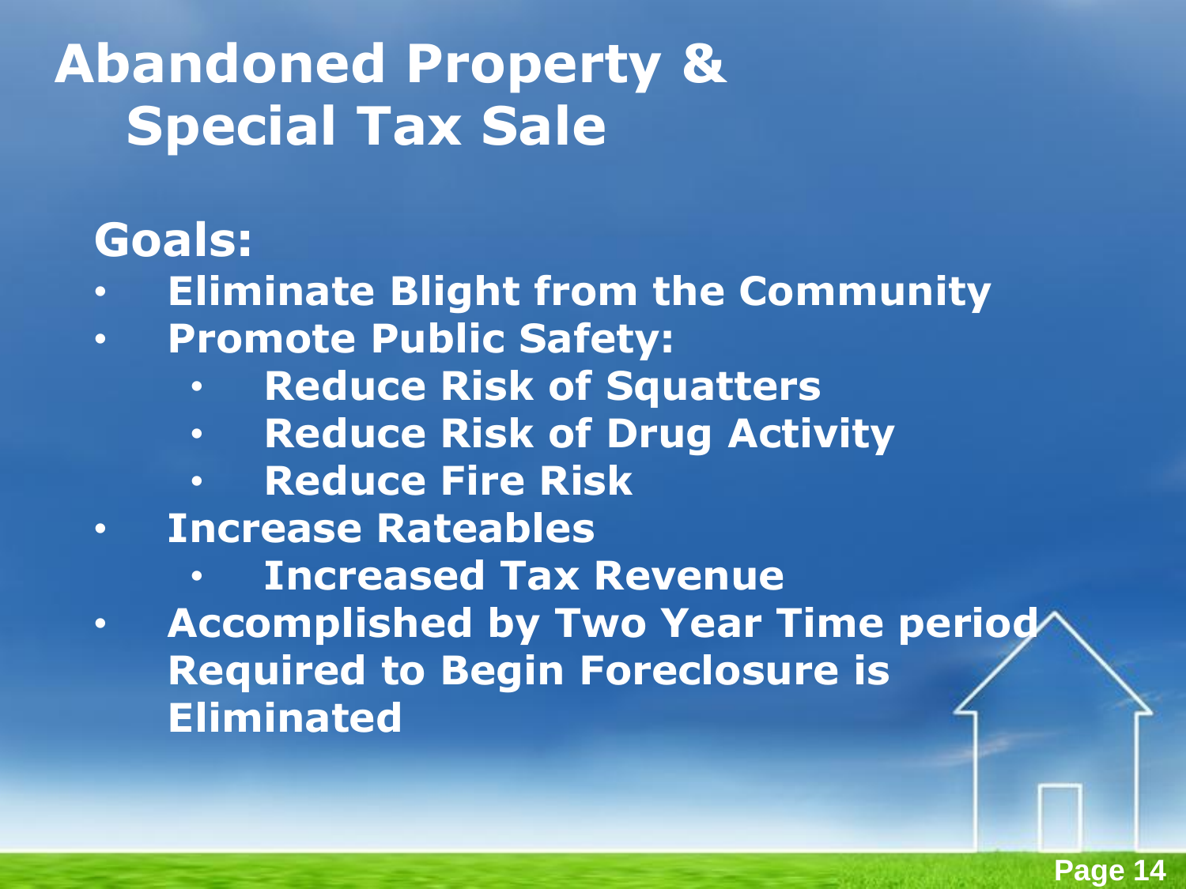# Abandoned Property & Special Tax Sale

## Goals:

- **Eliminate Blight from the Community**
- **Promote Public Safety:**
  - **Reduce Risk of Squatters**
  - **Reduce Risk of Drug Activity**
  - **Reduce Fire Risk**
- **Increase Rateables**
  - **Increased Tax Revenue**
- **Accomplished by Two Year Time period Required to Begin Foreclosure is Eliminated**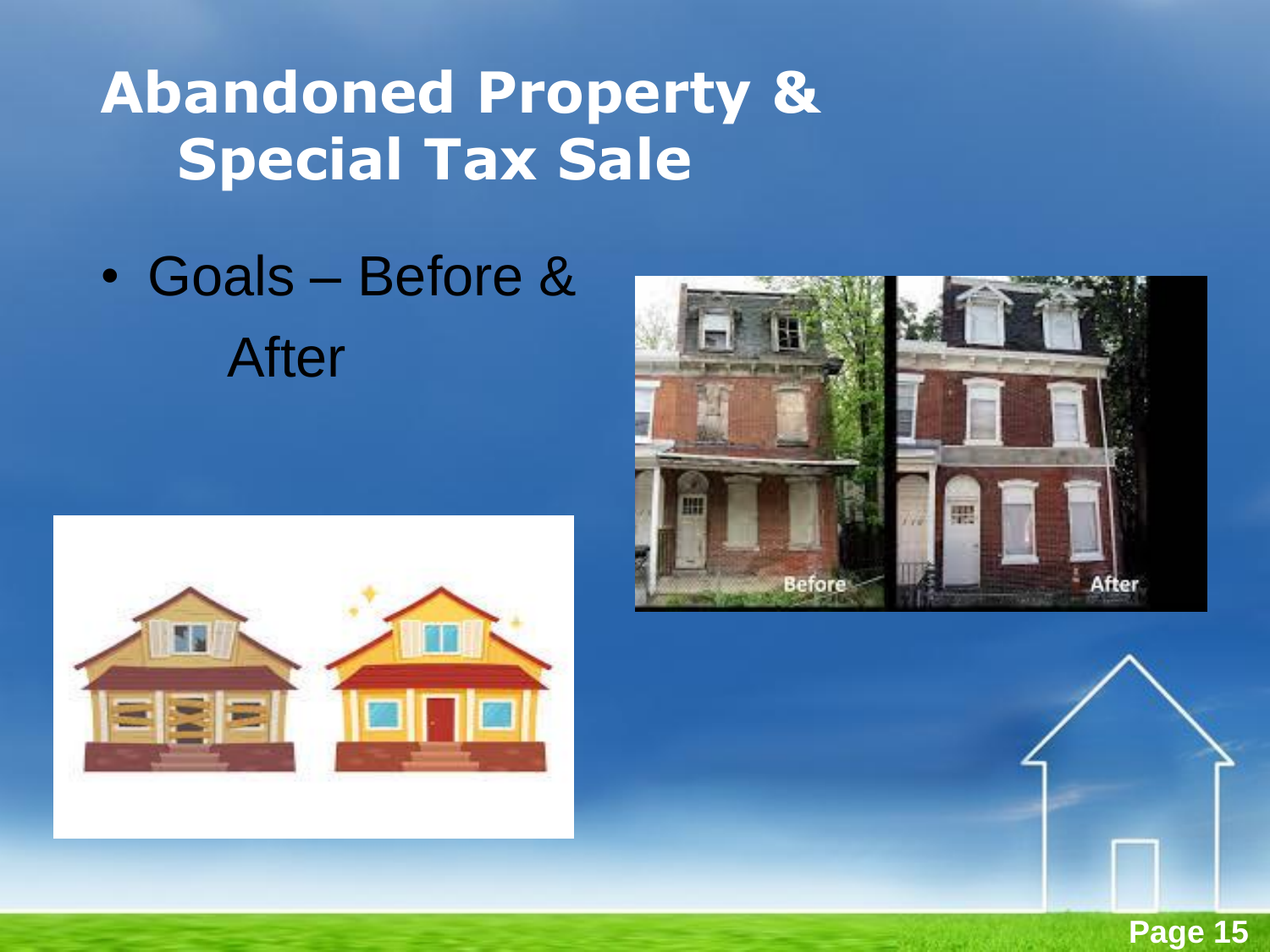# Abandoned Property & Special Tax Sale

- Goals – Before & After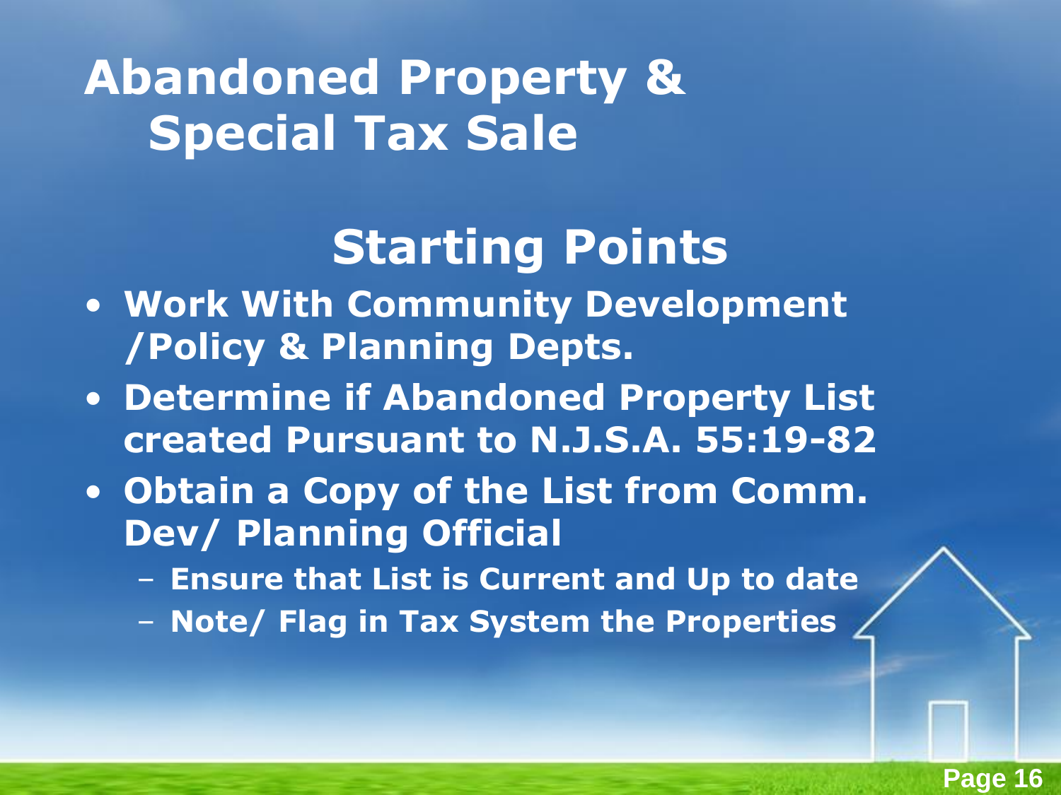# Abandoned Property & Special Tax Sale

## Starting Points

- **Work With Community Development /Policy & Planning Depts.**
- **Determine if Abandoned Property List created Pursuant to N.J.S.A. 55:19-82**
- **Obtain a Copy of the List from Comm. Dev/ Planning Official**
  - **Ensure that List is Current and Up to date**
  - **Note/ Flag in Tax System the Properties**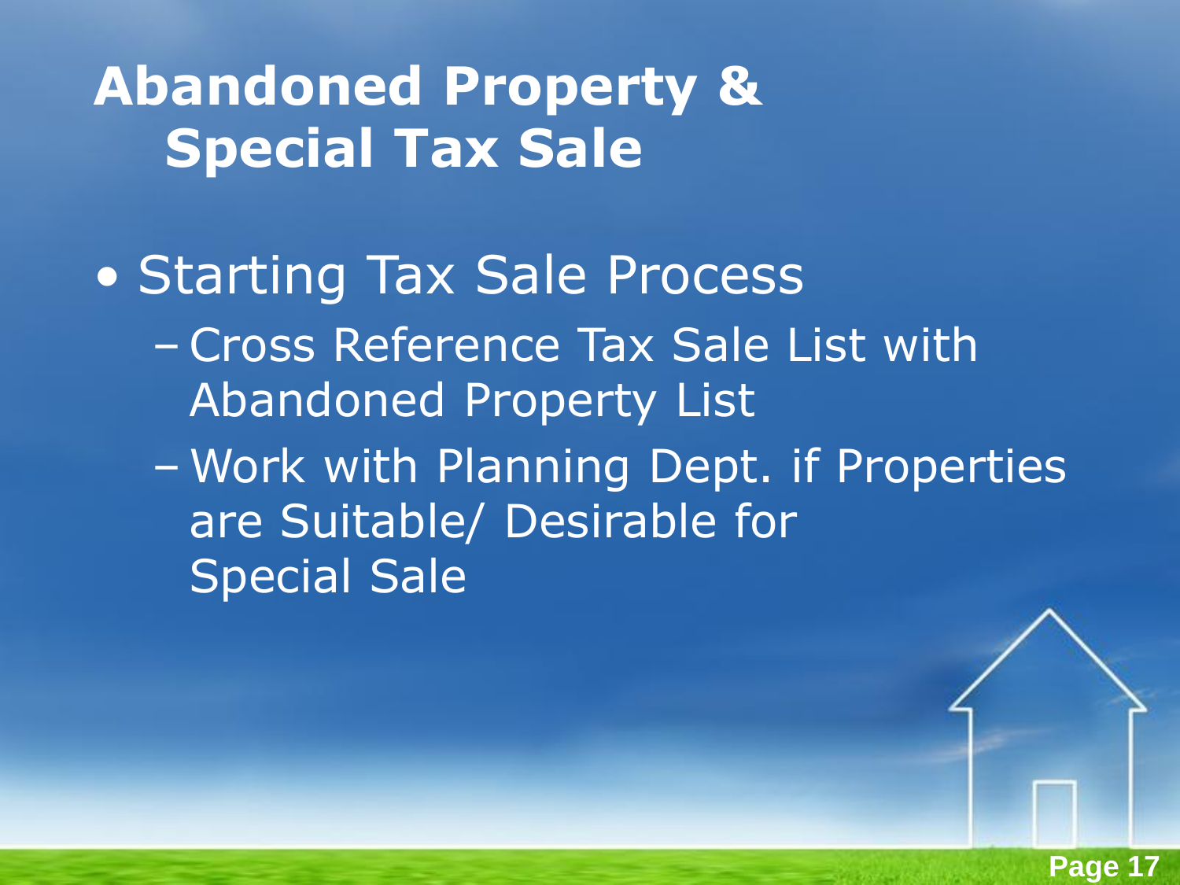# Abandoned Property & Special Tax Sale

- Starting Tax Sale Process
  - Cross Reference Tax Sale List with Abandoned Property List
  - Work with Planning Dept. if Properties are Suitable/ Desirable for Special Sale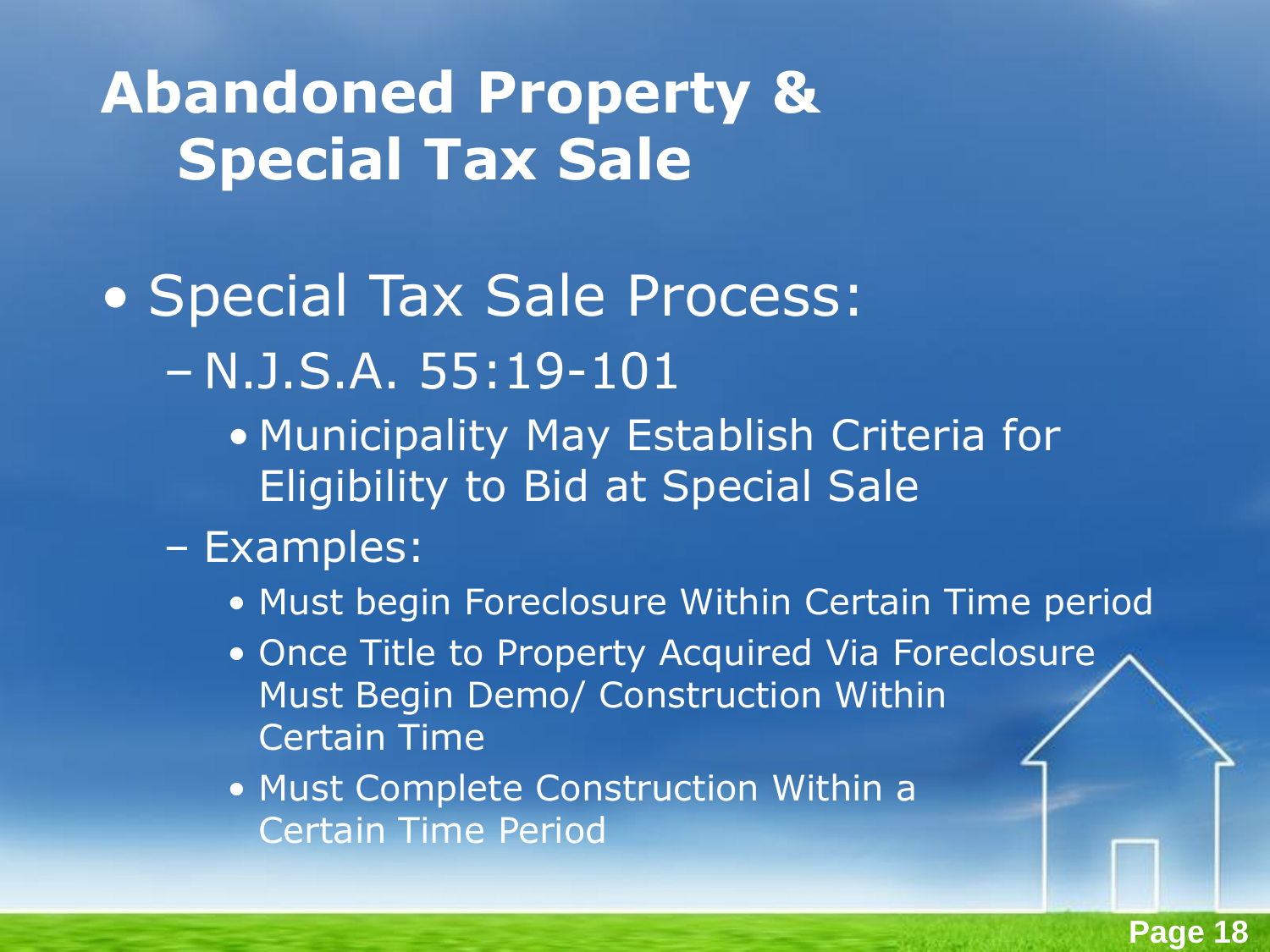# Abandoned Property & Special Tax Sale

- Special Tax Sale Process:
  - N.J.S.A. 55:19-101
    - Municipality May Establish Criteria for Eligibility to Bid at Special Sale
  - Examples:
    - Must begin Foreclosure Within Certain Time period
    - Once Title to Property Acquired Via Foreclosure Must Begin Demo/ Construction Within Certain Time
    - Must Complete Construction Within a Certain Time Period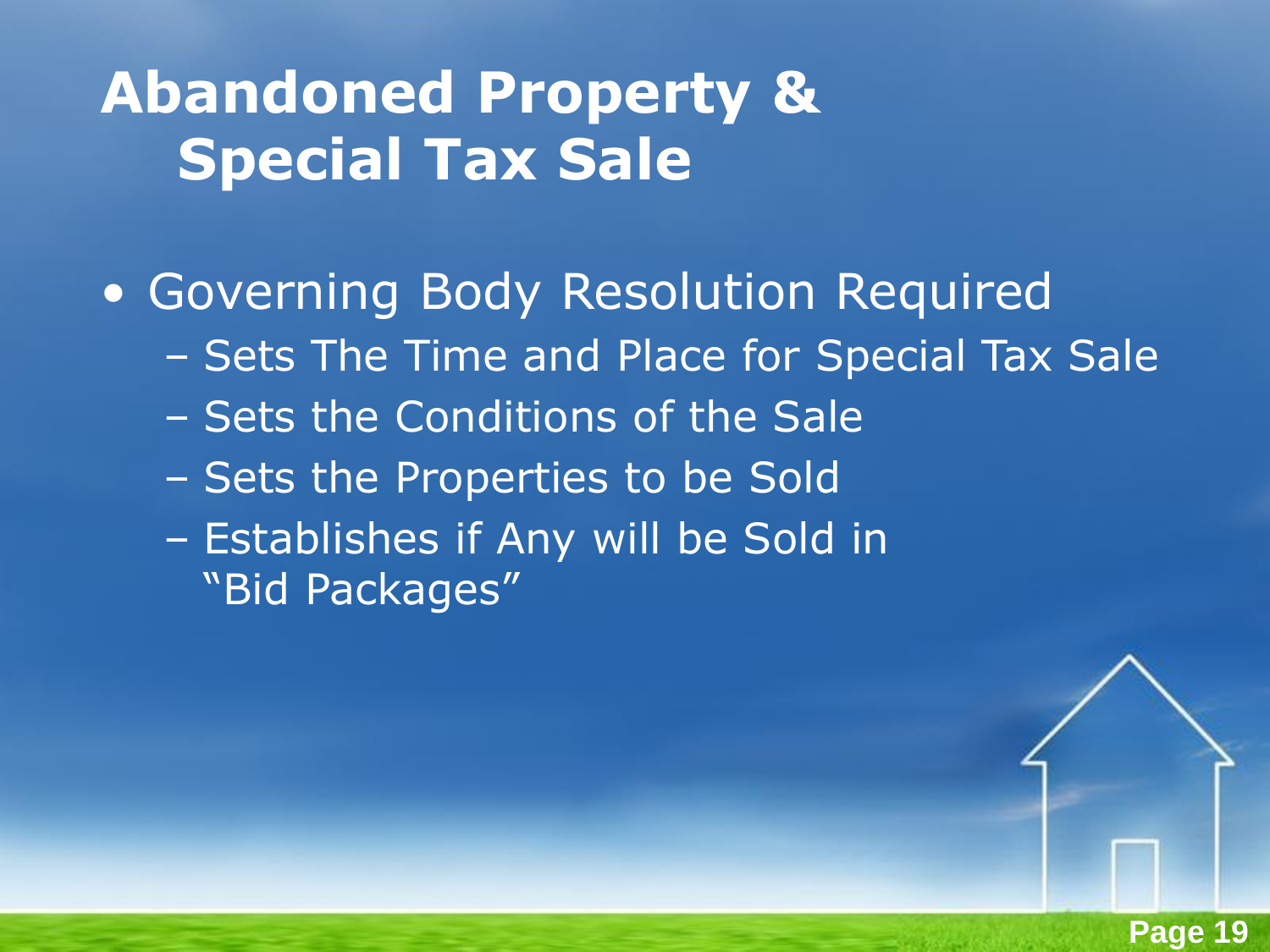# Abandoned Property & Special Tax Sale

- Governing Body Resolution Required
  - Sets The Time and Place for Special Tax Sale
  - Sets the Conditions of the Sale
  - Sets the Properties to be Sold
  - Establishes if Any will be Sold in "Bid Packages"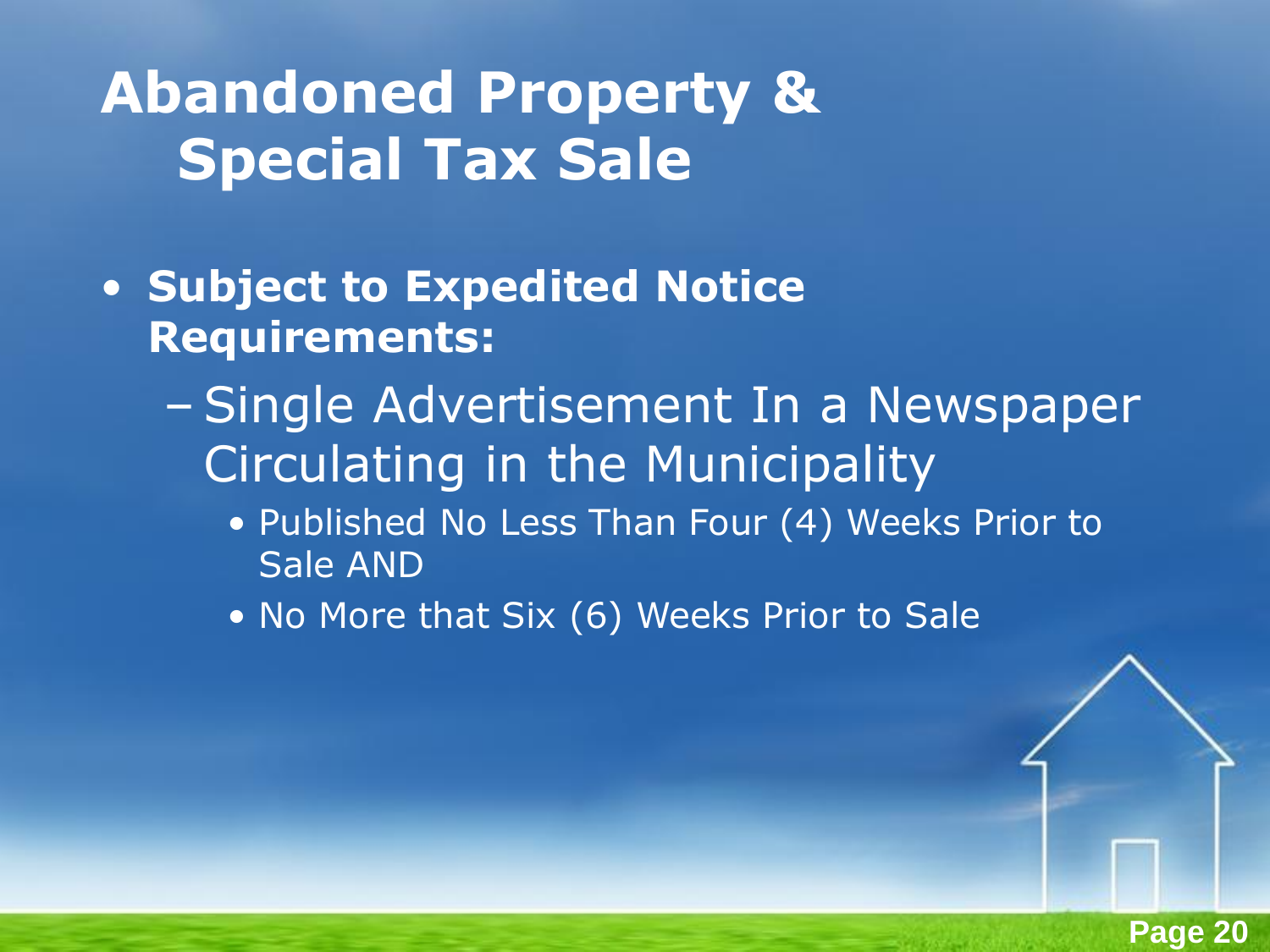# Abandoned Property & Special Tax Sale

- **Subject to Expedited Notice Requirements:**
  - Single Advertisement In a Newspaper Circulating in the Municipality
    - Published No Less Than Four (4) Weeks Prior to Sale AND
    - No More that Six (6) Weeks Prior to Sale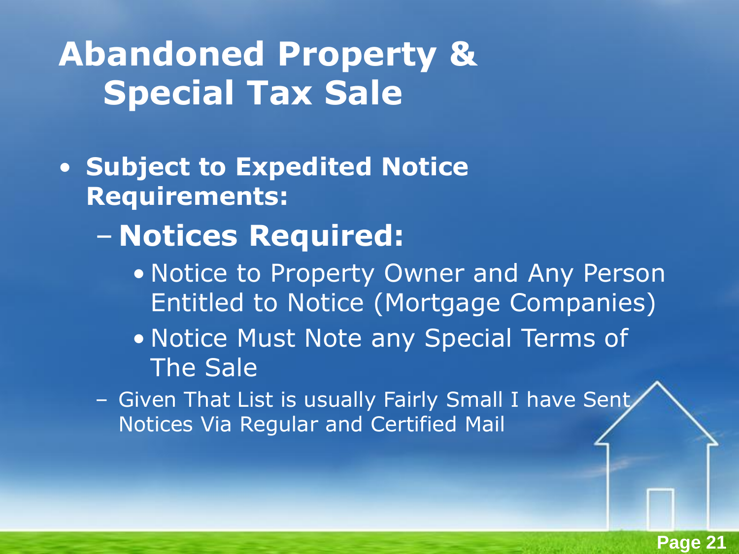# Abandoned Property & Special Tax Sale

- **Subject to Expedited Notice Requirements:**
  - **Notices Required:**
    - Notice to Property Owner and Any Person Entitled to Notice (Mortgage Companies)
    - Notice Must Note any Special Terms of The Sale
  - Given That List is usually Fairly Small I have Sent Notices Via Regular and Certified Mail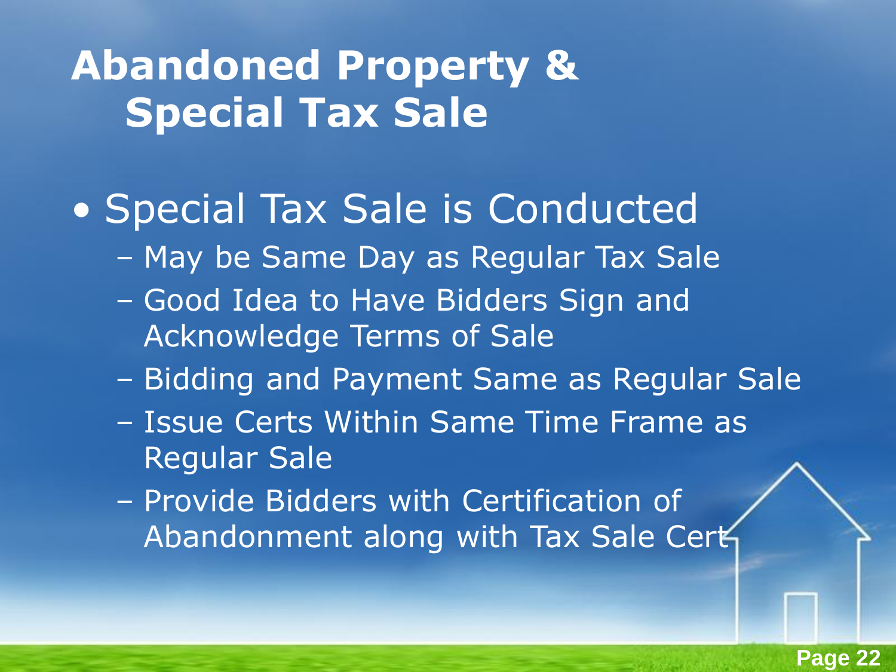# Abandoned Property & Special Tax Sale

- Special Tax Sale is Conducted
  - May be Same Day as Regular Tax Sale
  - Good Idea to Have Bidders Sign and Acknowledge Terms of Sale
  - Bidding and Payment Same as Regular Sale
  - Issue Certs Within Same Time Frame as Regular Sale
  - Provide Bidders with Certification of Abandonment along with Tax Sale Cert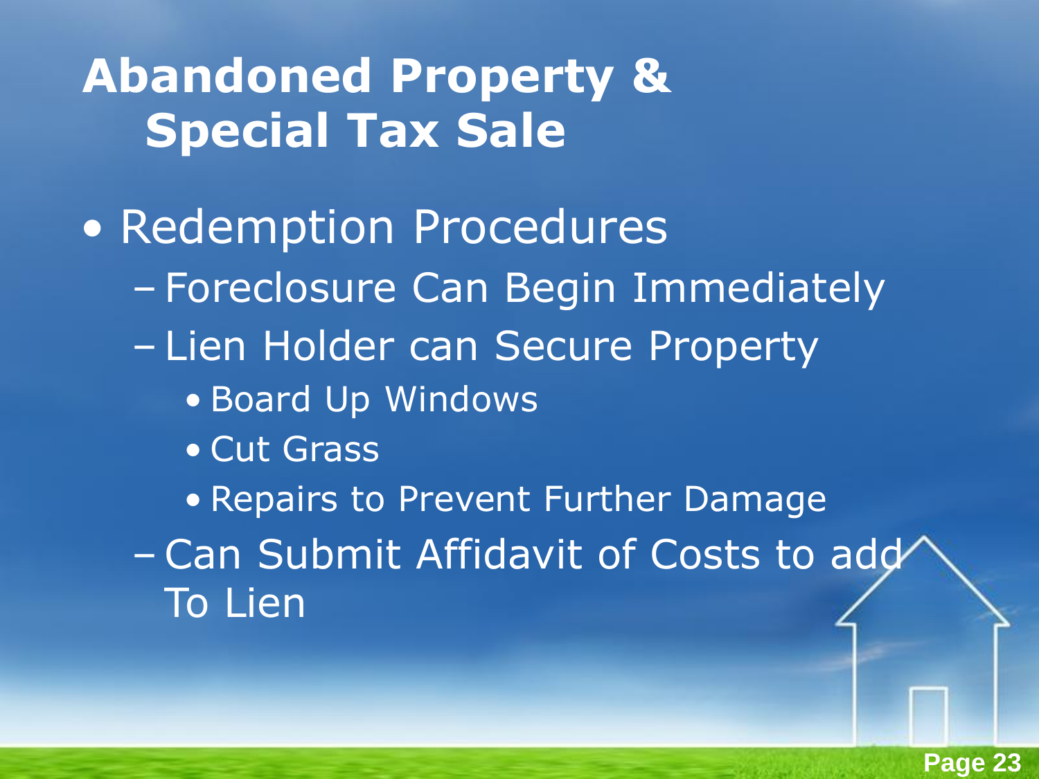# Abandoned Property & Special Tax Sale

- Redemption Procedures
  - Foreclosure Can Begin Immediately
  - Lien Holder can Secure Property
    - Board Up Windows
    - Cut Grass
    - Repairs to Prevent Further Damage
  - Can Submit Affidavit of Costs to add To Lien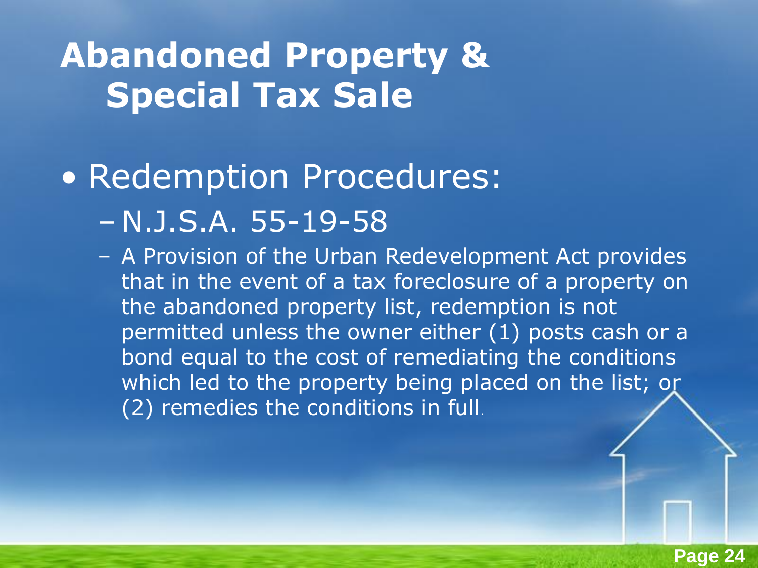# Abandoned Property & Special Tax Sale

- Redemption Procedures:
  - N.J.S.A. 55-19-58
  - A Provision of the Urban Redevelopment Act provides that in the event of a tax foreclosure of a property on the abandoned property list, redemption is not permitted unless the owner either (1) posts cash or a bond equal to the cost of remediating the conditions which led to the property being placed on the list; or (2) remedies the conditions in full.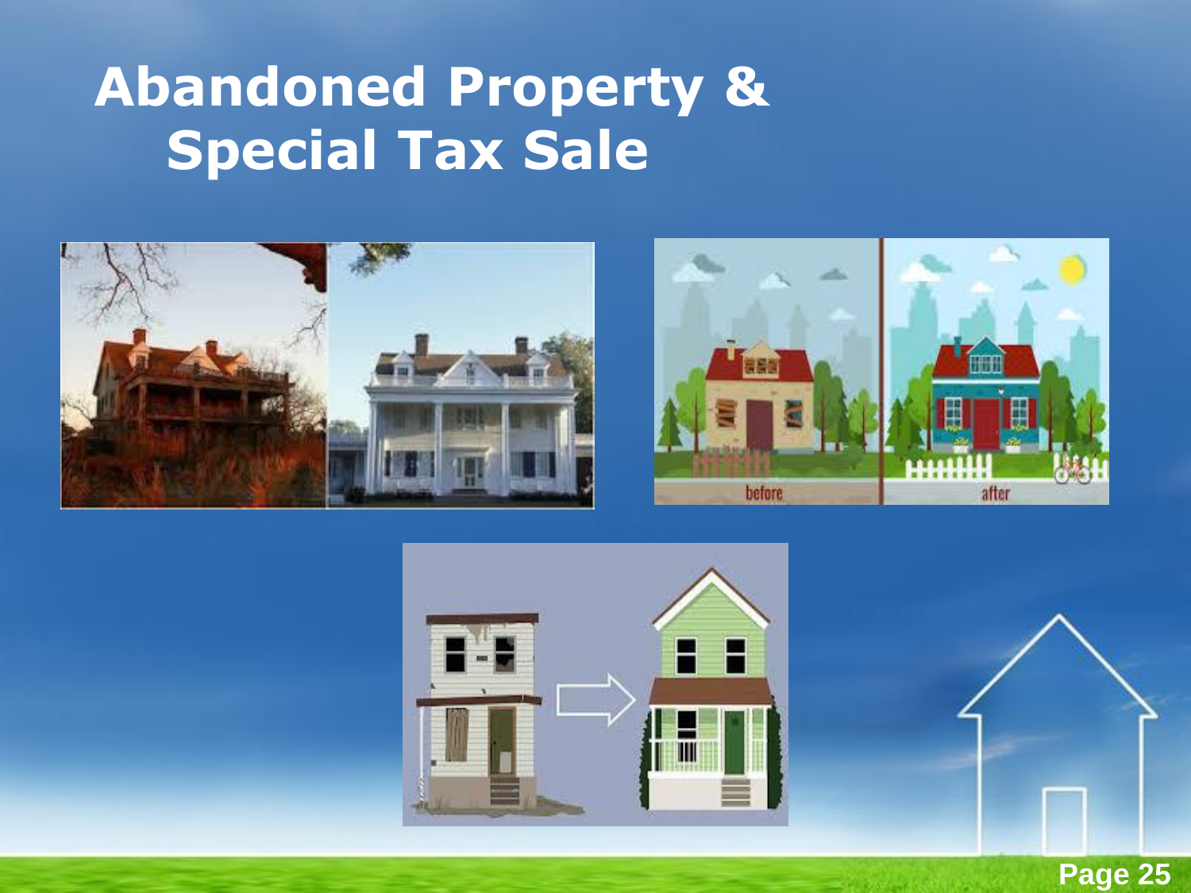# Abandoned Property & Special Tax Sale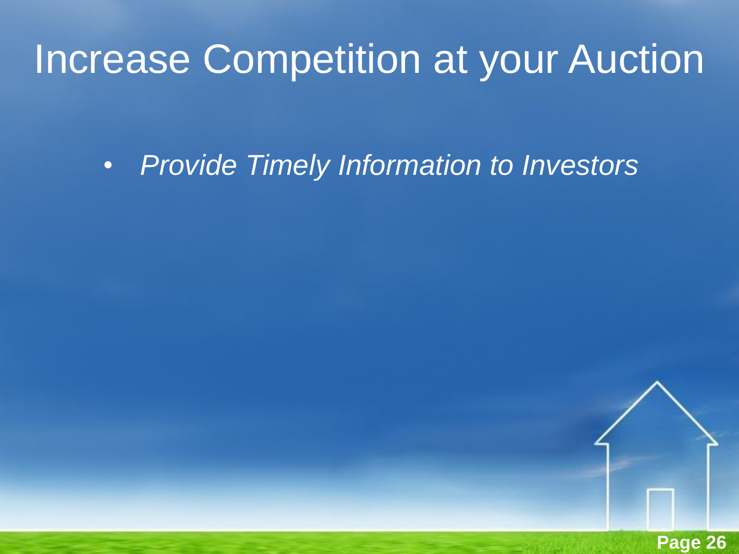# Increase Competition at your Auction

- *Provide Timely Information to Investors*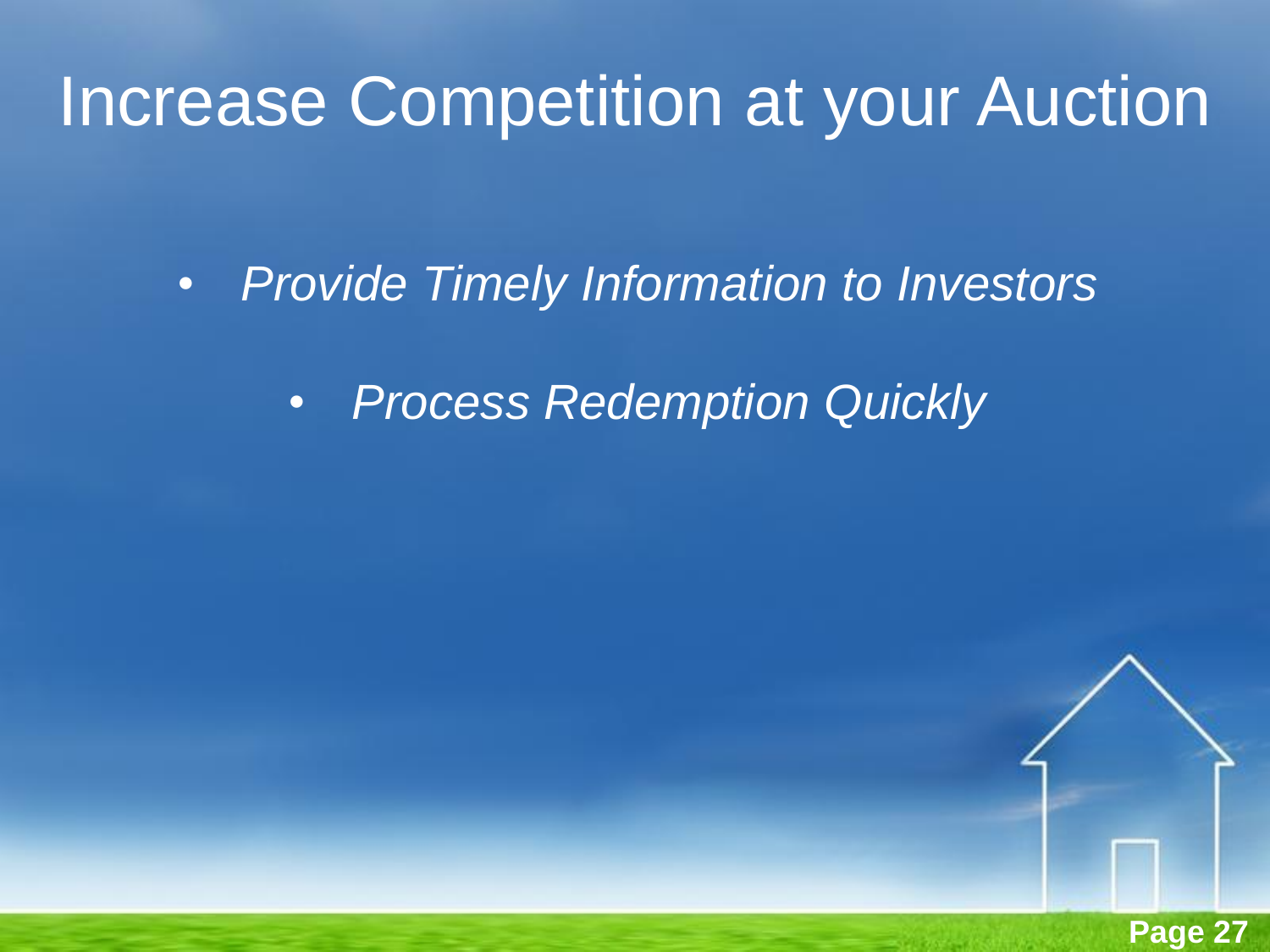# Increase Competition at your Auction

- *Provide Timely Information to Investors*
    - *Process Redemption Quickly*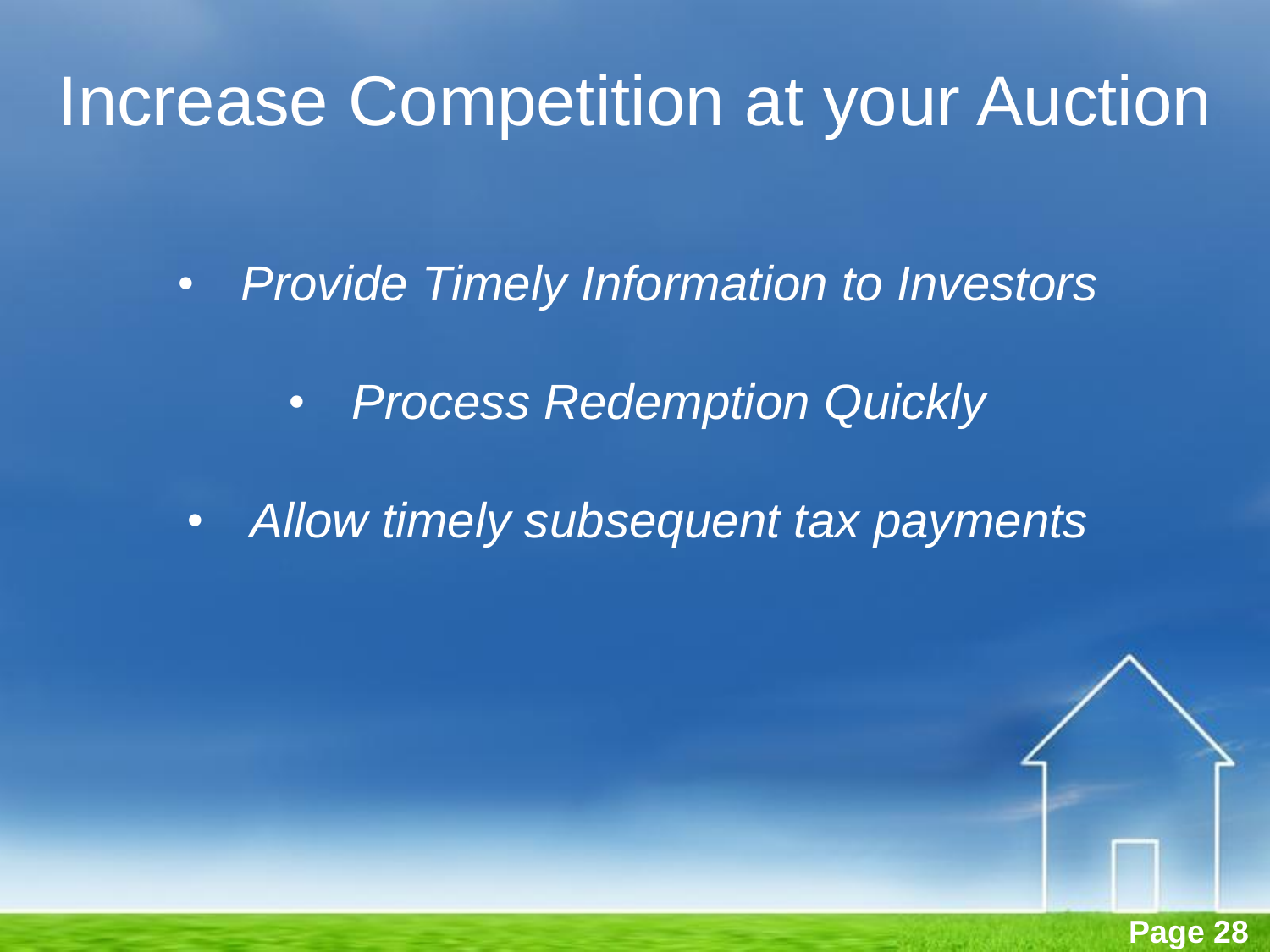# Increase Competition at your Auction

- *Provide Timely Information to Investors*
- *Process Redemption Quickly*
- *Allow timely subsequent tax payments*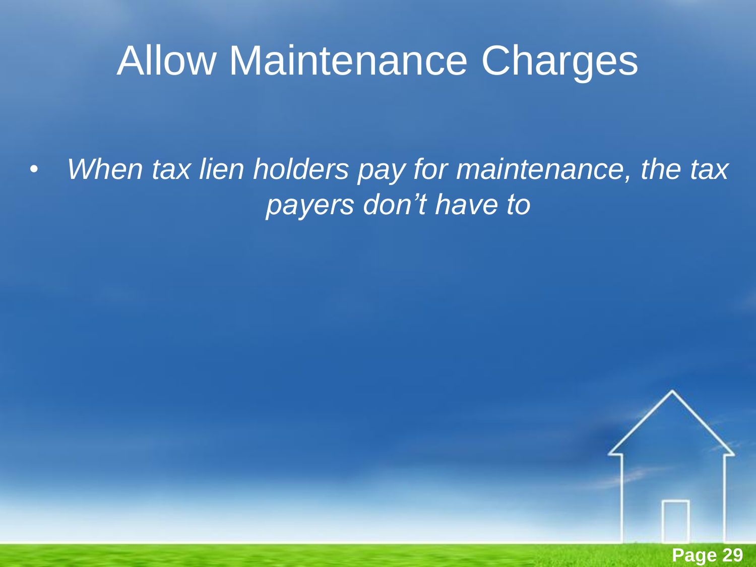# Allow Maintenance Charges

- *When tax lien holders pay for maintenance, the tax payers don't have to*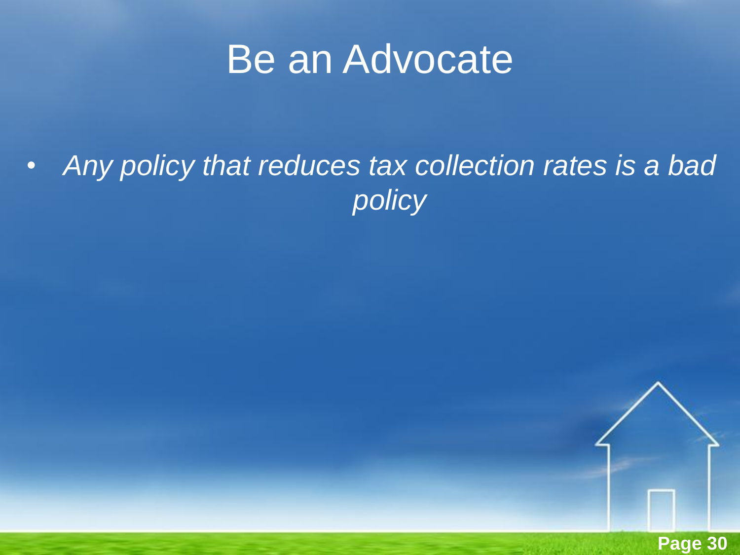# Be an Advocate

- *Any policy that reduces tax collection rates is a bad policy*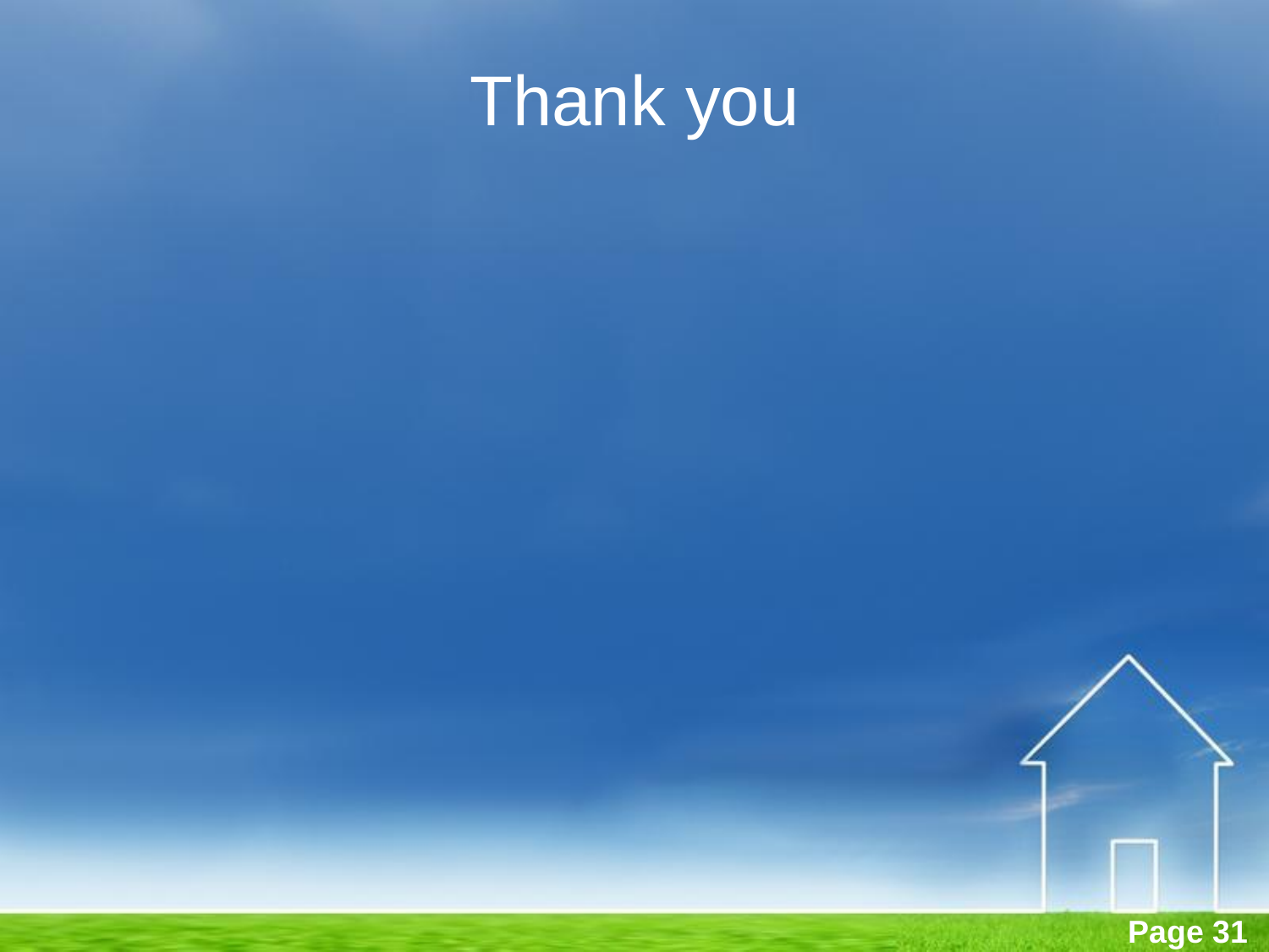# Thank you